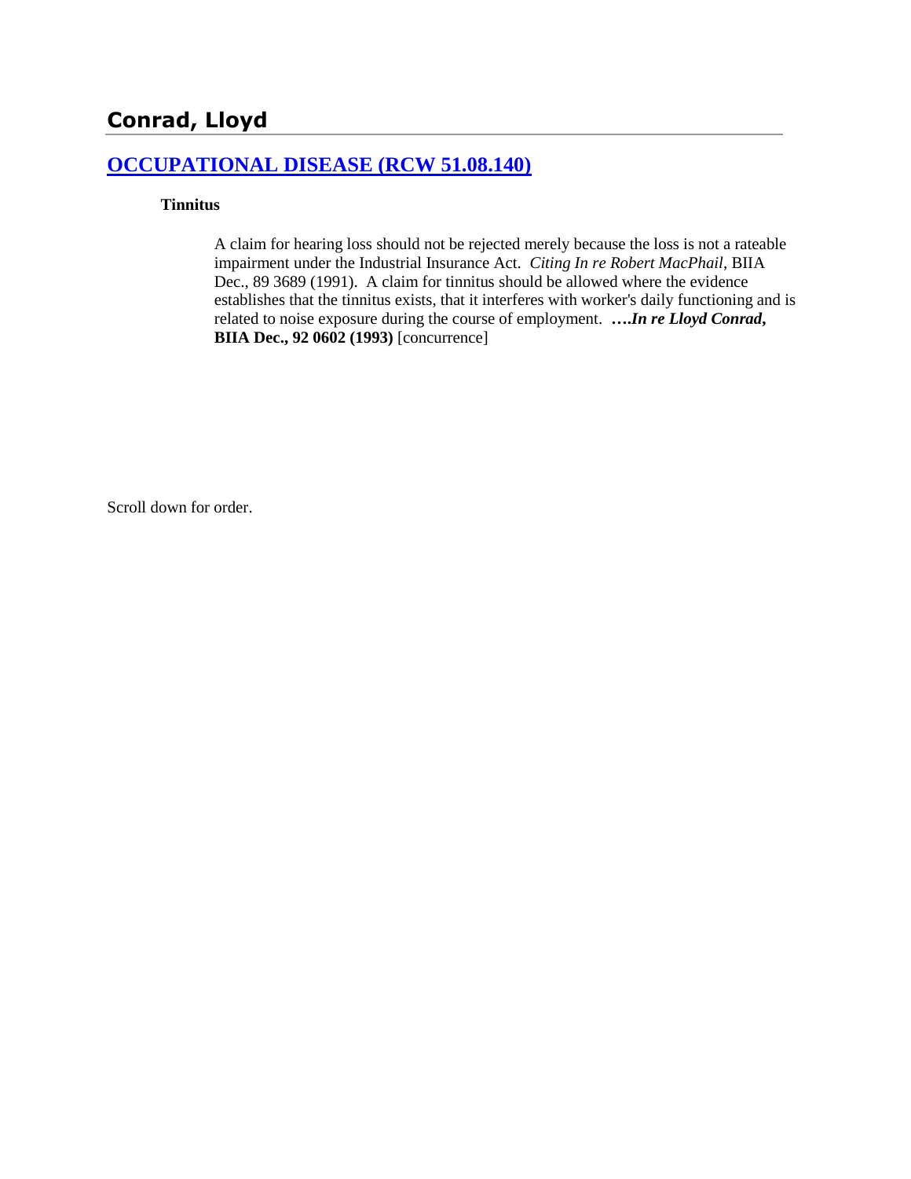# Conrad, Lloyd

## [OCCUPATIONAL DISEASE (RCW 51.08.140)](#)

### Tinnitus

A claim for hearing loss should not be rejected merely because the loss is not a rateable impairment under the Industrial Insurance Act. *Citing In re Robert MacPhail*, BIIA Dec., 89 3689 (1991). A claim for tinnitus should be allowed where the evidence establishes that the tinnitus exists, that it interferes with worker's daily functioning and is related to noise exposure during the course of employment. ***….In re Lloyd Conrad*, BIIA Dec., 92 0602 (1993)** [concurrence]

Scroll down for order.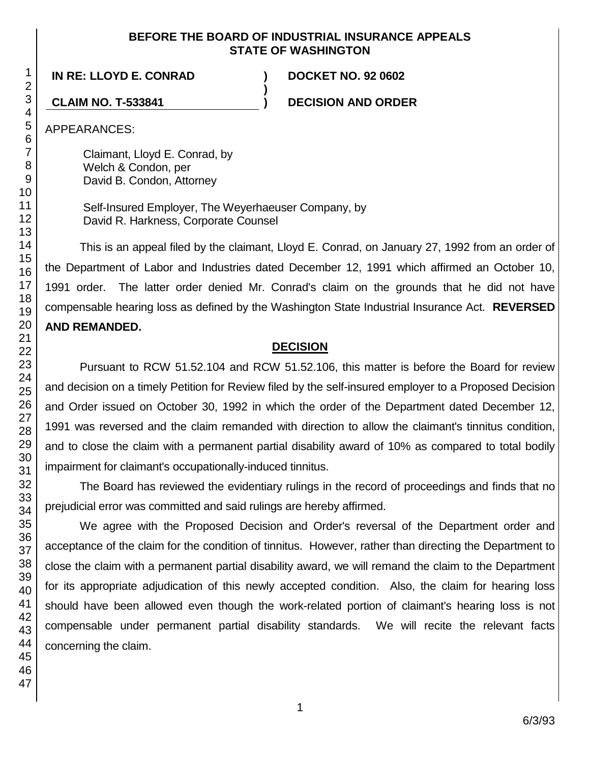**BEFORE THE BOARD OF INDUSTRIAL INSURANCE APPEALS**
**STATE OF WASHINGTON**

| | | |
|---|---|---|
| **IN RE: LLOYD E. CONRAD** | **)** | **DOCKET NO. 92 0602** |
| | **)** | |
| **CLAIM NO. T-533841** | **)** | **DECISION AND ORDER** |

APPEARANCES:

Claimant, Lloyd E. Conrad, by
Welch & Condon, per
David B. Condon, Attorney

Self-Insured Employer, The Weyerhaeuser Company, by
David R. Harkness, Corporate Counsel

This is an appeal filed by the claimant, Lloyd E. Conrad, on January 27, 1992 from an order of the Department of Labor and Industries dated December 12, 1991 which affirmed an October 10, 1991 order. The latter order denied Mr. Conrad's claim on the grounds that he did not have compensable hearing loss as defined by the Washington State Industrial Insurance Act. **REVERSED AND REMANDED.**

## DECISION

Pursuant to RCW 51.52.104 and RCW 51.52.106, this matter is before the Board for review and decision on a timely Petition for Review filed by the self-insured employer to a Proposed Decision and Order issued on October 30, 1992 in which the order of the Department dated December 12, 1991 was reversed and the claim remanded with direction to allow the claimant's tinnitus condition, and to close the claim with a permanent partial disability award of 10% as compared to total bodily impairment for claimant's occupationally-induced tinnitus.

The Board has reviewed the evidentiary rulings in the record of proceedings and finds that no prejudicial error was committed and said rulings are hereby affirmed.

We agree with the Proposed Decision and Order's reversal of the Department order and acceptance of the claim for the condition of tinnitus. However, rather than directing the Department to close the claim with a permanent partial disability award, we will remand the claim to the Department for its appropriate adjudication of this newly accepted condition. Also, the claim for hearing loss should have been allowed even though the work-related portion of claimant's hearing loss is not compensable under permanent partial disability standards. We will recite the relevant facts concerning the claim.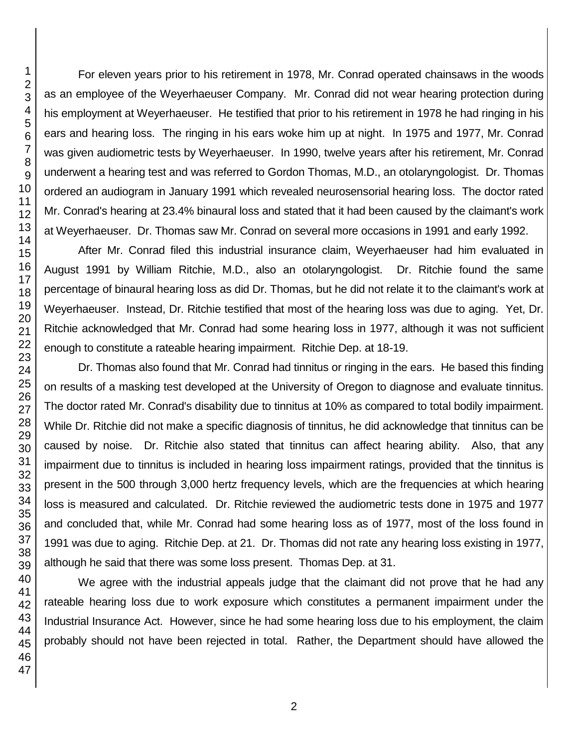For eleven years prior to his retirement in 1978, Mr. Conrad operated chainsaws in the woods as an employee of the Weyerhaeuser Company. Mr. Conrad did not wear hearing protection during his employment at Weyerhaeuser. He testified that prior to his retirement in 1978 he had ringing in his ears and hearing loss. The ringing in his ears woke him up at night. In 1975 and 1977, Mr. Conrad was given audiometric tests by Weyerhaeuser. In 1990, twelve years after his retirement, Mr. Conrad underwent a hearing test and was referred to Gordon Thomas, M.D., an otolaryngologist. Dr. Thomas ordered an audiogram in January 1991 which revealed neurosensorial hearing loss. The doctor rated Mr. Conrad's hearing at 23.4% binaural loss and stated that it had been caused by the claimant's work at Weyerhaeuser. Dr. Thomas saw Mr. Conrad on several more occasions in 1991 and early 1992.

After Mr. Conrad filed this industrial insurance claim, Weyerhaeuser had him evaluated in August 1991 by William Ritchie, M.D., also an otolaryngologist. Dr. Ritchie found the same percentage of binaural hearing loss as did Dr. Thomas, but he did not relate it to the claimant's work at Weyerhaeuser. Instead, Dr. Ritchie testified that most of the hearing loss was due to aging. Yet, Dr. Ritchie acknowledged that Mr. Conrad had some hearing loss in 1977, although it was not sufficient enough to constitute a rateable hearing impairment. Ritchie Dep. at 18-19.

Dr. Thomas also found that Mr. Conrad had tinnitus or ringing in the ears. He based this finding on results of a masking test developed at the University of Oregon to diagnose and evaluate tinnitus. The doctor rated Mr. Conrad's disability due to tinnitus at 10% as compared to total bodily impairment. While Dr. Ritchie did not make a specific diagnosis of tinnitus, he did acknowledge that tinnitus can be caused by noise. Dr. Ritchie also stated that tinnitus can affect hearing ability. Also, that any impairment due to tinnitus is included in hearing loss impairment ratings, provided that the tinnitus is present in the 500 through 3,000 hertz frequency levels, which are the frequencies at which hearing loss is measured and calculated. Dr. Ritchie reviewed the audiometric tests done in 1975 and 1977 and concluded that, while Mr. Conrad had some hearing loss as of 1977, most of the loss found in 1991 was due to aging. Ritchie Dep. at 21. Dr. Thomas did not rate any hearing loss existing in 1977, although he said that there was some loss present. Thomas Dep. at 31.

We agree with the industrial appeals judge that the claimant did not prove that he had any rateable hearing loss due to work exposure which constitutes a permanent impairment under the Industrial Insurance Act. However, since he had some hearing loss due to his employment, the claim probably should not have been rejected in total. Rather, the Department should have allowed the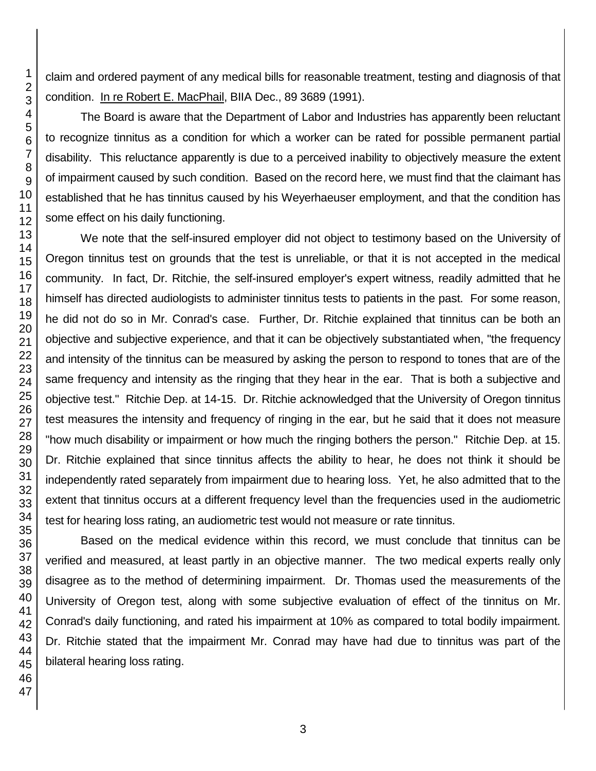claim and ordered payment of any medical bills for reasonable treatment, testing and diagnosis of that condition. In re Robert E. MacPhail, BIIA Dec., 89 3689 (1991).

The Board is aware that the Department of Labor and Industries has apparently been reluctant to recognize tinnitus as a condition for which a worker can be rated for possible permanent partial disability. This reluctance apparently is due to a perceived inability to objectively measure the extent of impairment caused by such condition. Based on the record here, we must find that the claimant has established that he has tinnitus caused by his Weyerhaeuser employment, and that the condition has some effect on his daily functioning.

We note that the self-insured employer did not object to testimony based on the University of Oregon tinnitus test on grounds that the test is unreliable, or that it is not accepted in the medical community. In fact, Dr. Ritchie, the self-insured employer's expert witness, readily admitted that he himself has directed audiologists to administer tinnitus tests to patients in the past. For some reason, he did not do so in Mr. Conrad's case. Further, Dr. Ritchie explained that tinnitus can be both an objective and subjective experience, and that it can be objectively substantiated when, "the frequency and intensity of the tinnitus can be measured by asking the person to respond to tones that are of the same frequency and intensity as the ringing that they hear in the ear. That is both a subjective and objective test." Ritchie Dep. at 14-15. Dr. Ritchie acknowledged that the University of Oregon tinnitus test measures the intensity and frequency of ringing in the ear, but he said that it does not measure "how much disability or impairment or how much the ringing bothers the person." Ritchie Dep. at 15. Dr. Ritchie explained that since tinnitus affects the ability to hear, he does not think it should be independently rated separately from impairment due to hearing loss. Yet, he also admitted that to the extent that tinnitus occurs at a different frequency level than the frequencies used in the audiometric test for hearing loss rating, an audiometric test would not measure or rate tinnitus.

Based on the medical evidence within this record, we must conclude that tinnitus can be verified and measured, at least partly in an objective manner. The two medical experts really only disagree as to the method of determining impairment. Dr. Thomas used the measurements of the University of Oregon test, along with some subjective evaluation of effect of the tinnitus on Mr. Conrad's daily functioning, and rated his impairment at 10% as compared to total bodily impairment. Dr. Ritchie stated that the impairment Mr. Conrad may have had due to tinnitus was part of the bilateral hearing loss rating.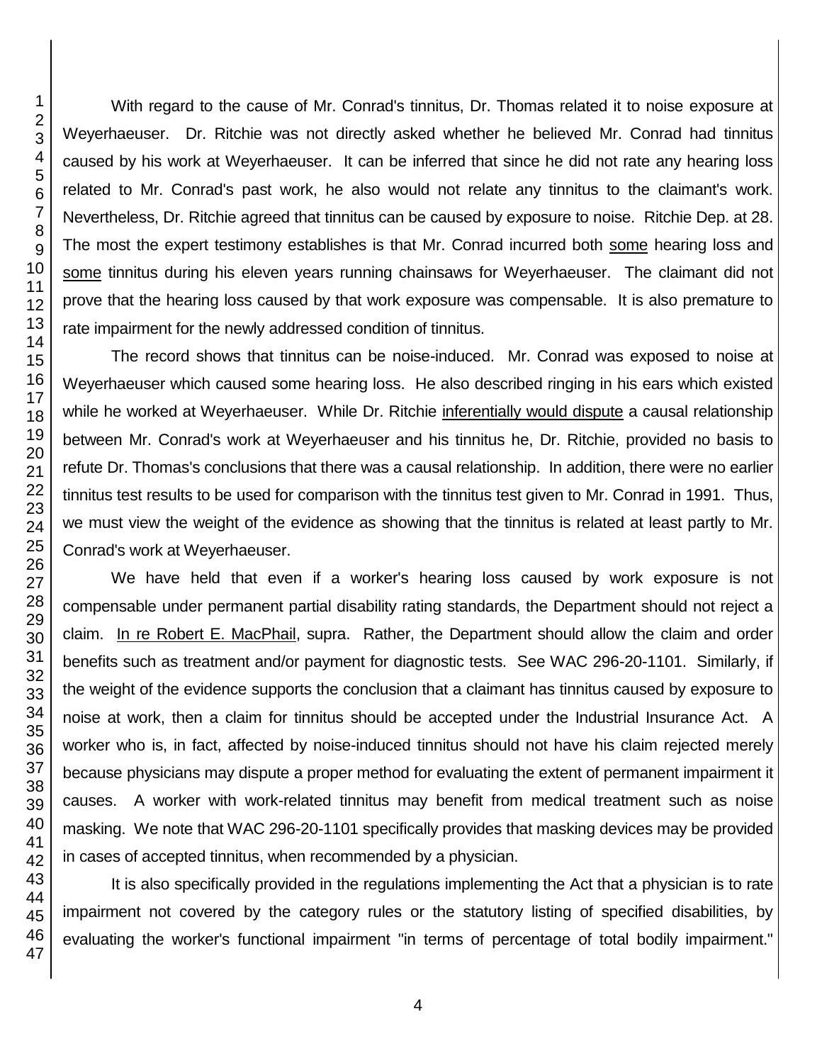With regard to the cause of Mr. Conrad's tinnitus, Dr. Thomas related it to noise exposure at Weyerhaeuser. Dr. Ritchie was not directly asked whether he believed Mr. Conrad had tinnitus caused by his work at Weyerhaeuser. It can be inferred that since he did not rate any hearing loss related to Mr. Conrad's past work, he also would not relate any tinnitus to the claimant's work. Nevertheless, Dr. Ritchie agreed that tinnitus can be caused by exposure to noise. Ritchie Dep. at 28. The most the expert testimony establishes is that Mr. Conrad incurred both <u>some</u> hearing loss and <u>some</u> tinnitus during his eleven years running chainsaws for Weyerhaeuser. The claimant did not prove that the hearing loss caused by that work exposure was compensable. It is also premature to rate impairment for the newly addressed condition of tinnitus.

The record shows that tinnitus can be noise-induced. Mr. Conrad was exposed to noise at Weyerhaeuser which caused some hearing loss. He also described ringing in his ears which existed while he worked at Weyerhaeuser. While Dr. Ritchie <u>inferentially would dispute</u> a causal relationship between Mr. Conrad's work at Weyerhaeuser and his tinnitus he, Dr. Ritchie, provided no basis to refute Dr. Thomas's conclusions that there was a causal relationship. In addition, there were no earlier tinnitus test results to be used for comparison with the tinnitus test given to Mr. Conrad in 1991. Thus, we must view the weight of the evidence as showing that the tinnitus is related at least partly to Mr. Conrad's work at Weyerhaeuser.

We have held that even if a worker's hearing loss caused by work exposure is not compensable under permanent partial disability rating standards, the Department should not reject a claim. <u>In re Robert E. MacPhail</u>, supra. Rather, the Department should allow the claim and order benefits such as treatment and/or payment for diagnostic tests. See WAC 296-20-1101. Similarly, if the weight of the evidence supports the conclusion that a claimant has tinnitus caused by exposure to noise at work, then a claim for tinnitus should be accepted under the Industrial Insurance Act. A worker who is, in fact, affected by noise-induced tinnitus should not have his claim rejected merely because physicians may dispute a proper method for evaluating the extent of permanent impairment it causes. A worker with work-related tinnitus may benefit from medical treatment such as noise masking. We note that WAC 296-20-1101 specifically provides that masking devices may be provided in cases of accepted tinnitus, when recommended by a physician.

It is also specifically provided in the regulations implementing the Act that a physician is to rate impairment not covered by the category rules or the statutory listing of specified disabilities, by evaluating the worker's functional impairment "in terms of percentage of total bodily impairment."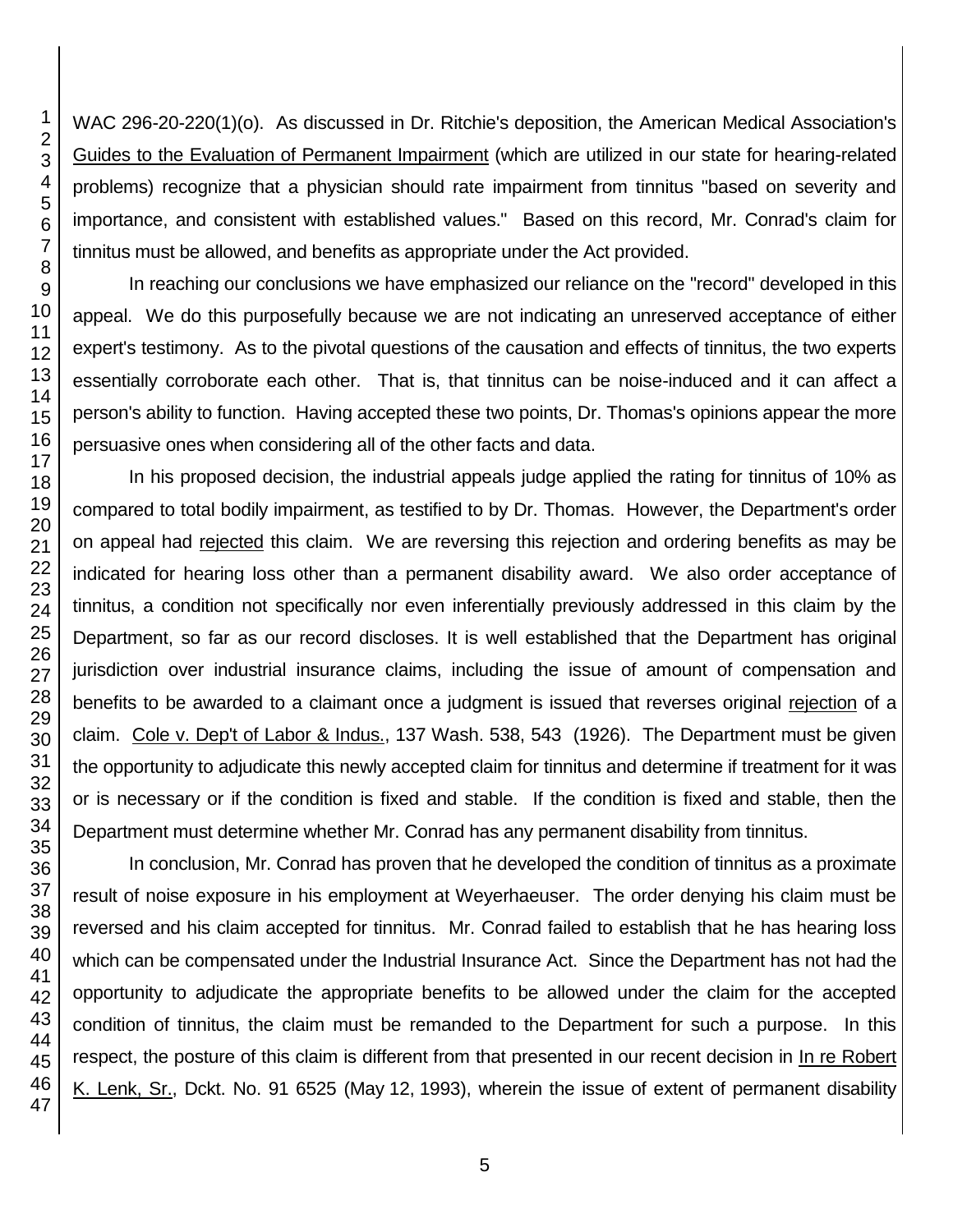WAC 296-20-220(1)(o). As discussed in Dr. Ritchie's deposition, the American Medical Association's Guides to the Evaluation of Permanent Impairment (which are utilized in our state for hearing-related problems) recognize that a physician should rate impairment from tinnitus "based on severity and importance, and consistent with established values." Based on this record, Mr. Conrad's claim for tinnitus must be allowed, and benefits as appropriate under the Act provided.

In reaching our conclusions we have emphasized our reliance on the "record" developed in this appeal. We do this purposefully because we are not indicating an unreserved acceptance of either expert's testimony. As to the pivotal questions of the causation and effects of tinnitus, the two experts essentially corroborate each other. That is, that tinnitus can be noise-induced and it can affect a person's ability to function. Having accepted these two points, Dr. Thomas's opinions appear the more persuasive ones when considering all of the other facts and data.

In his proposed decision, the industrial appeals judge applied the rating for tinnitus of 10% as compared to total bodily impairment, as testified to by Dr. Thomas. However, the Department's order on appeal had rejected this claim. We are reversing this rejection and ordering benefits as may be indicated for hearing loss other than a permanent disability award. We also order acceptance of tinnitus, a condition not specifically nor even inferentially previously addressed in this claim by the Department, so far as our record discloses. It is well established that the Department has original jurisdiction over industrial insurance claims, including the issue of amount of compensation and benefits to be awarded to a claimant once a judgment is issued that reverses original rejection of a claim. Cole v. Dep't of Labor & Indus., 137 Wash. 538, 543 (1926). The Department must be given the opportunity to adjudicate this newly accepted claim for tinnitus and determine if treatment for it was or is necessary or if the condition is fixed and stable. If the condition is fixed and stable, then the Department must determine whether Mr. Conrad has any permanent disability from tinnitus.

In conclusion, Mr. Conrad has proven that he developed the condition of tinnitus as a proximate result of noise exposure in his employment at Weyerhaeuser. The order denying his claim must be reversed and his claim accepted for tinnitus. Mr. Conrad failed to establish that he has hearing loss which can be compensated under the Industrial Insurance Act. Since the Department has not had the opportunity to adjudicate the appropriate benefits to be allowed under the claim for the accepted condition of tinnitus, the claim must be remanded to the Department for such a purpose. In this respect, the posture of this claim is different from that presented in our recent decision in In re Robert K. Lenk, Sr., Dckt. No. 91 6525 (May 12, 1993), wherein the issue of extent of permanent disability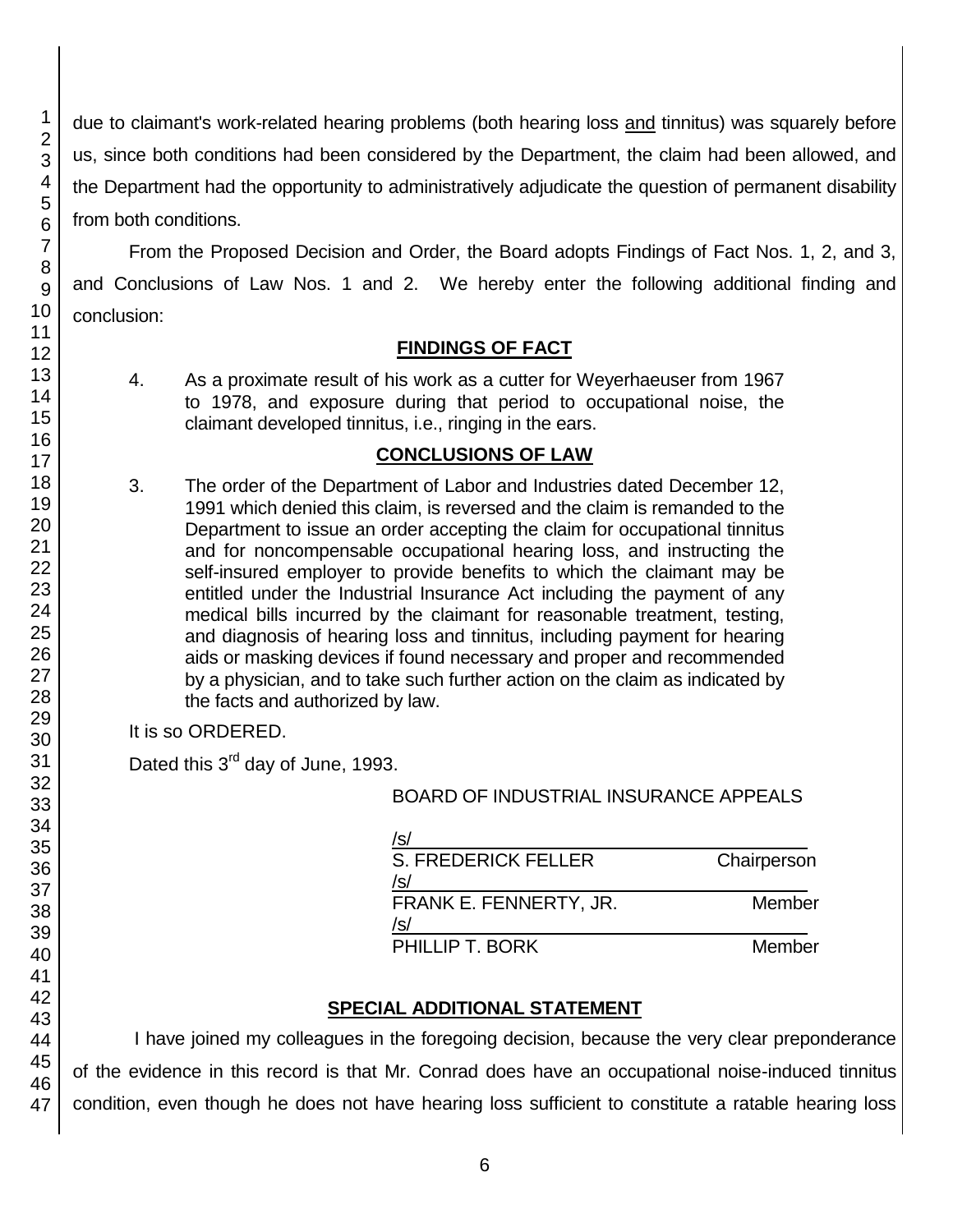due to claimant's work-related hearing problems (both hearing loss and tinnitus) was squarely before us, since both conditions had been considered by the Department, the claim had been allowed, and the Department had the opportunity to administratively adjudicate the question of permanent disability from both conditions.

From the Proposed Decision and Order, the Board adopts Findings of Fact Nos. 1, 2, and 3, and Conclusions of Law Nos. 1 and 2. We hereby enter the following additional finding and conclusion:

## FINDINGS OF FACT

4. As a proximate result of his work as a cutter for Weyerhaeuser from 1967 to 1978, and exposure during that period to occupational noise, the claimant developed tinnitus, i.e., ringing in the ears.

## CONCLUSIONS OF LAW

3. The order of the Department of Labor and Industries dated December 12, 1991 which denied this claim, is reversed and the claim is remanded to the Department to issue an order accepting the claim for occupational tinnitus and for noncompensable occupational hearing loss, and instructing the self-insured employer to provide benefits to which the claimant may be entitled under the Industrial Insurance Act including the payment of any medical bills incurred by the claimant for reasonable treatment, testing, and diagnosis of hearing loss and tinnitus, including payment for hearing aids or masking devices if found necessary and proper and recommended by a physician, and to take such further action on the claim as indicated by the facts and authorized by law.

It is so ORDERED.

Dated this 3rd day of June, 1993.

BOARD OF INDUSTRIAL INSURANCE APPEALS

/s/
S. FREDERICK FELLER Chairperson

/s/
FRANK E. FENNERTY, JR. Member

/s/
PHILLIP T. BORK Member

## SPECIAL ADDITIONAL STATEMENT

I have joined my colleagues in the foregoing decision, because the very clear preponderance of the evidence in this record is that Mr. Conrad does have an occupational noise-induced tinnitus condition, even though he does not have hearing loss sufficient to constitute a ratable hearing loss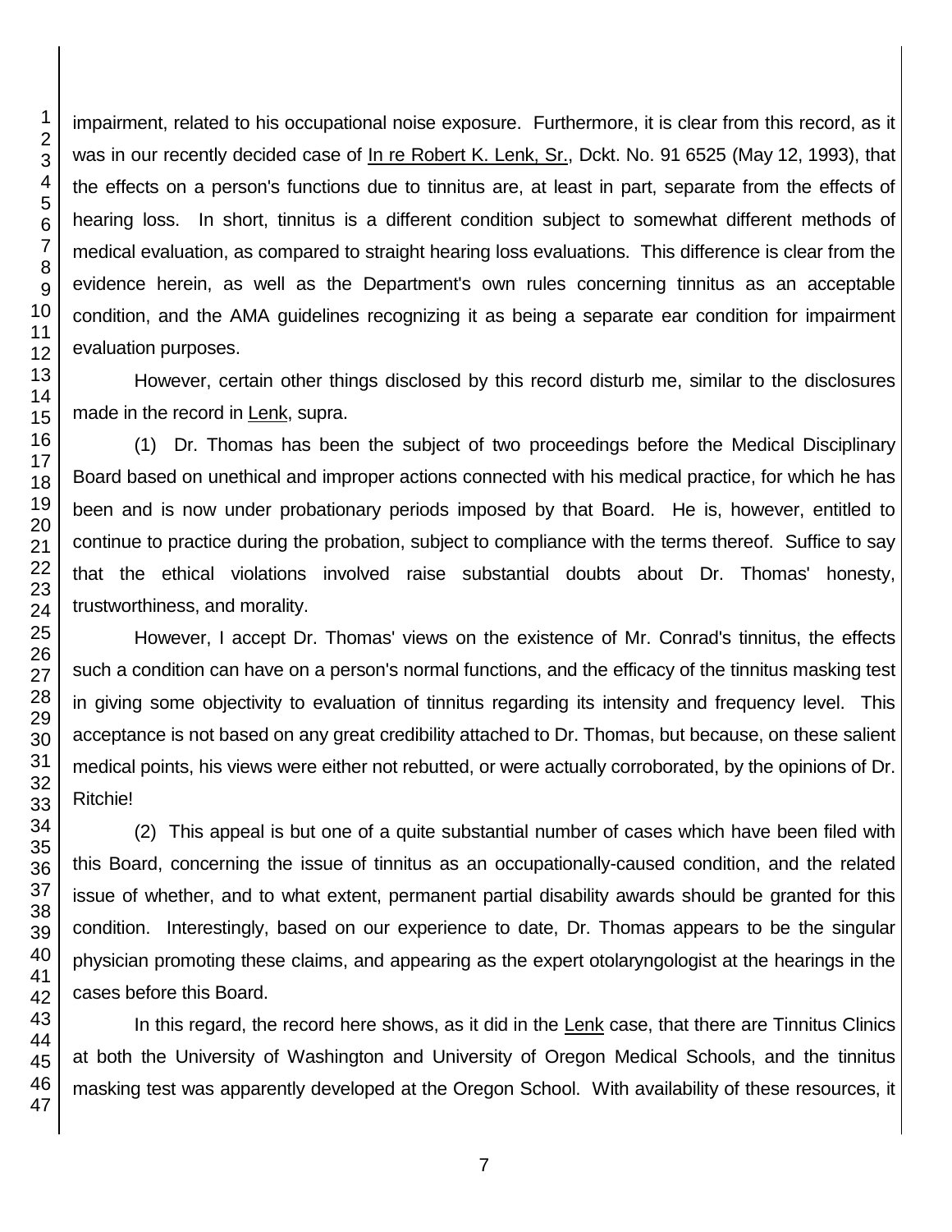impairment, related to his occupational noise exposure. Furthermore, it is clear from this record, as it was in our recently decided case of In re Robert K. Lenk, Sr., Dckt. No. 91 6525 (May 12, 1993), that the effects on a person's functions due to tinnitus are, at least in part, separate from the effects of hearing loss. In short, tinnitus is a different condition subject to somewhat different methods of medical evaluation, as compared to straight hearing loss evaluations. This difference is clear from the evidence herein, as well as the Department's own rules concerning tinnitus as an acceptable condition, and the AMA guidelines recognizing it as being a separate ear condition for impairment evaluation purposes.

However, certain other things disclosed by this record disturb me, similar to the disclosures made in the record in Lenk, supra.

(1) Dr. Thomas has been the subject of two proceedings before the Medical Disciplinary Board based on unethical and improper actions connected with his medical practice, for which he has been and is now under probationary periods imposed by that Board. He is, however, entitled to continue to practice during the probation, subject to compliance with the terms thereof. Suffice to say that the ethical violations involved raise substantial doubts about Dr. Thomas' honesty, trustworthiness, and morality.

However, I accept Dr. Thomas' views on the existence of Mr. Conrad's tinnitus, the effects such a condition can have on a person's normal functions, and the efficacy of the tinnitus masking test in giving some objectivity to evaluation of tinnitus regarding its intensity and frequency level. This acceptance is not based on any great credibility attached to Dr. Thomas, but because, on these salient medical points, his views were either not rebutted, or were actually corroborated, by the opinions of Dr. Ritchie!

(2) This appeal is but one of a quite substantial number of cases which have been filed with this Board, concerning the issue of tinnitus as an occupationally-caused condition, and the related issue of whether, and to what extent, permanent partial disability awards should be granted for this condition. Interestingly, based on our experience to date, Dr. Thomas appears to be the singular physician promoting these claims, and appearing as the expert otolaryngologist at the hearings in the cases before this Board.

In this regard, the record here shows, as it did in the Lenk case, that there are Tinnitus Clinics at both the University of Washington and University of Oregon Medical Schools, and the tinnitus masking test was apparently developed at the Oregon School. With availability of these resources, it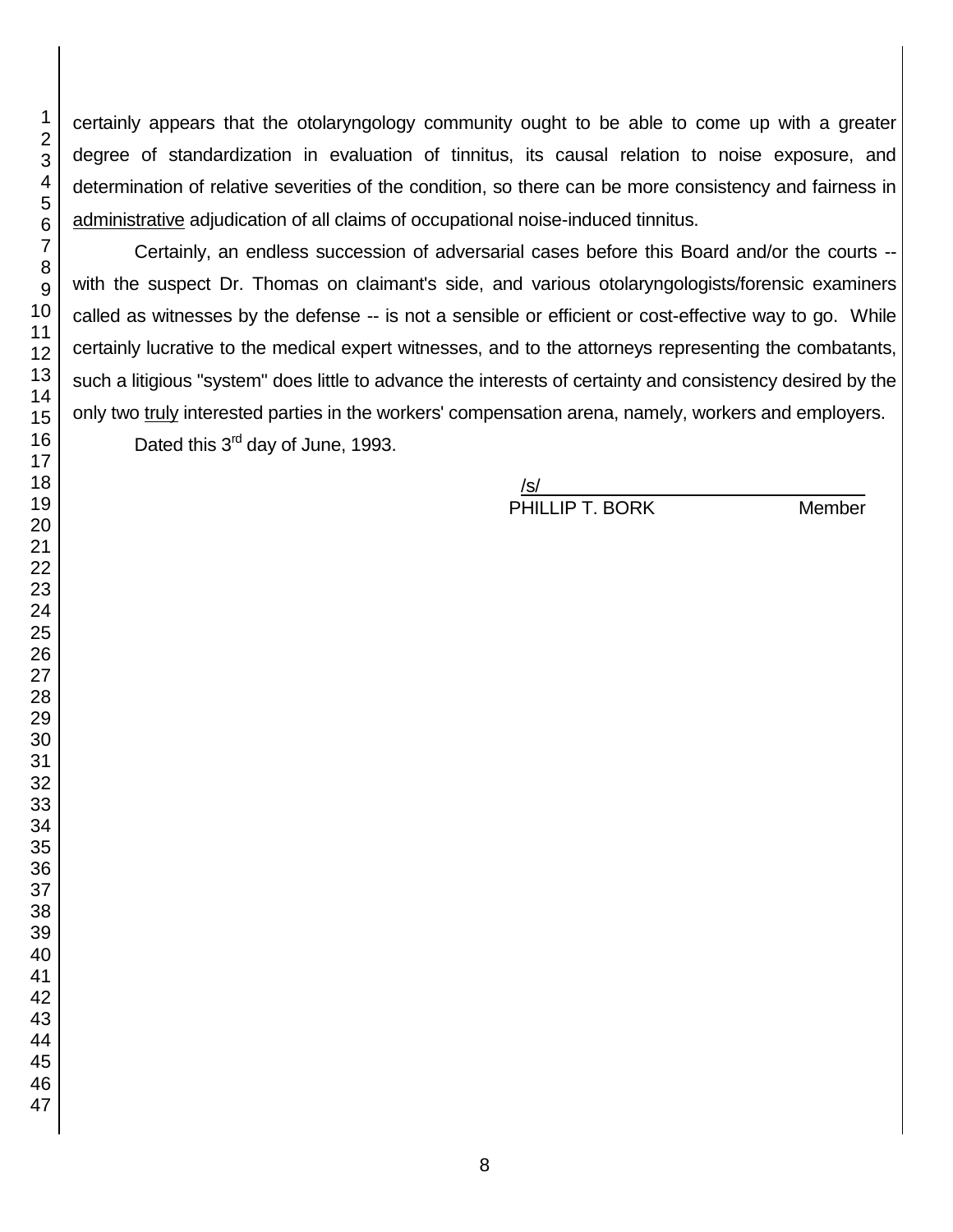certainly appears that the otolaryngology community ought to be able to come up with a greater degree of standardization in evaluation of tinnitus, its causal relation to noise exposure, and determination of relative severities of the condition, so there can be more consistency and fairness in administrative adjudication of all claims of occupational noise-induced tinnitus.

Certainly, an endless succession of adversarial cases before this Board and/or the courts -- with the suspect Dr. Thomas on claimant's side, and various otolaryngologists/forensic examiners called as witnesses by the defense -- is not a sensible or efficient or cost-effective way to go. While certainly lucrative to the medical expert witnesses, and to the attorneys representing the combatants, such a litigious "system" does little to advance the interests of certainty and consistency desired by the only two truly interested parties in the workers' compensation arena, namely, workers and employers.

Dated this 3rd day of June, 1993.

/s/
PHILLIP T. BORK Member